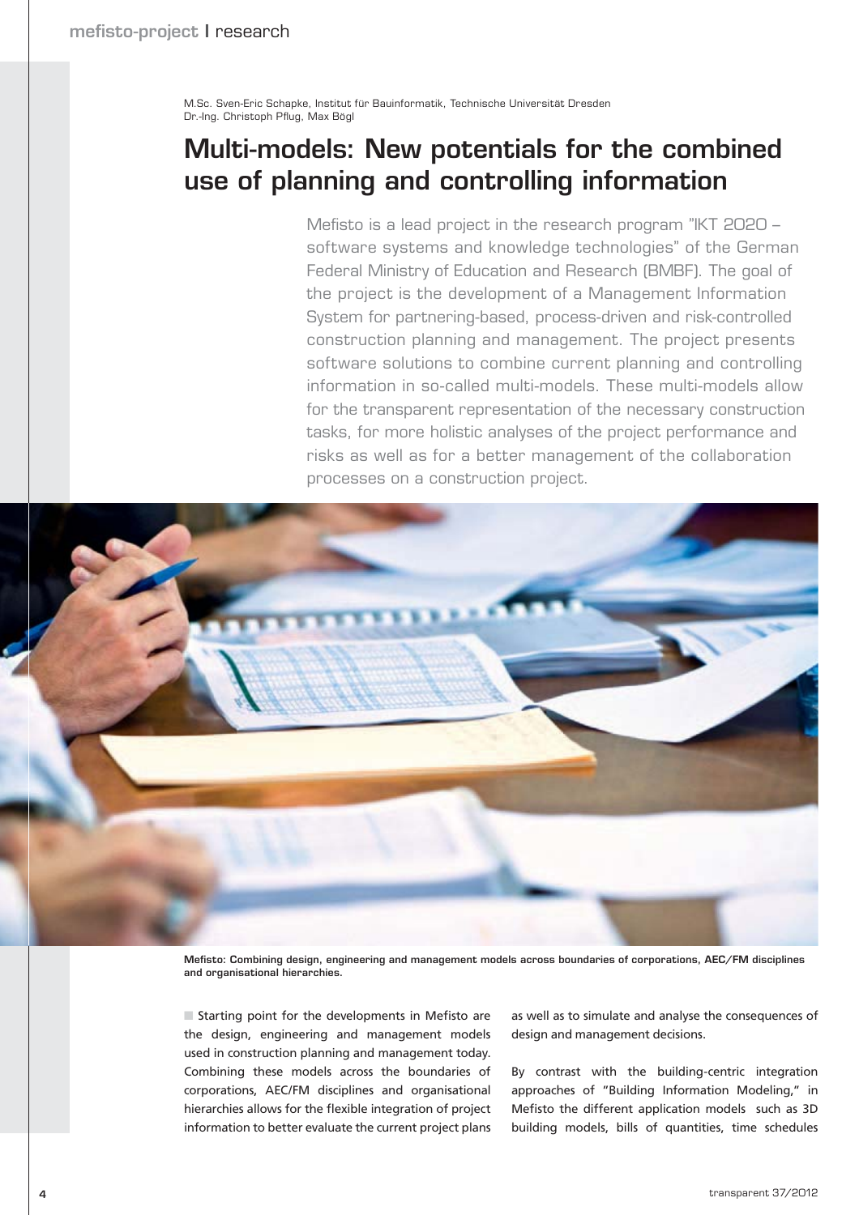M.Sc. Sven-Eric Schapke, Institut für Bauinformatik, Technische Universität Dresden
Dr.-Ing. Christoph Pflug, Max Bögl

# Multi-models: New potentials for the combined use of planning and controlling information

Mefisto is a lead project in the research program "IKT 2020 – software systems and knowledge technologies" of the German Federal Ministry of Education and Research (BMBF). The goal of the project is the development of a Management Information System for partnering-based, process-driven and risk-controlled construction planning and management. The project presents software solutions to combine current planning and controlling information in so-called multi-models. These multi-models allow for the transparent representation of the necessary construction tasks, for more holistic analyses of the project performance and risks as well as for a better management of the collaboration processes on a construction project.

**Mefisto: Combining design, engineering and management models across boundaries of corporations, AEC/FM disciplines and organisational hierarchies.**

Starting point for the developments in Mefisto are the design, engineering and management models used in construction planning and management today. Combining these models across the boundaries of corporations, AEC/FM disciplines and organisational hierarchies allows for the flexible integration of project information to better evaluate the current project plans as well as to simulate and analyse the consequences of design and management decisions.

By contrast with the building-centric integration approaches of "Building Information Modeling," in Mefisto the different application models such as 3D building models, bills of quantities, time schedules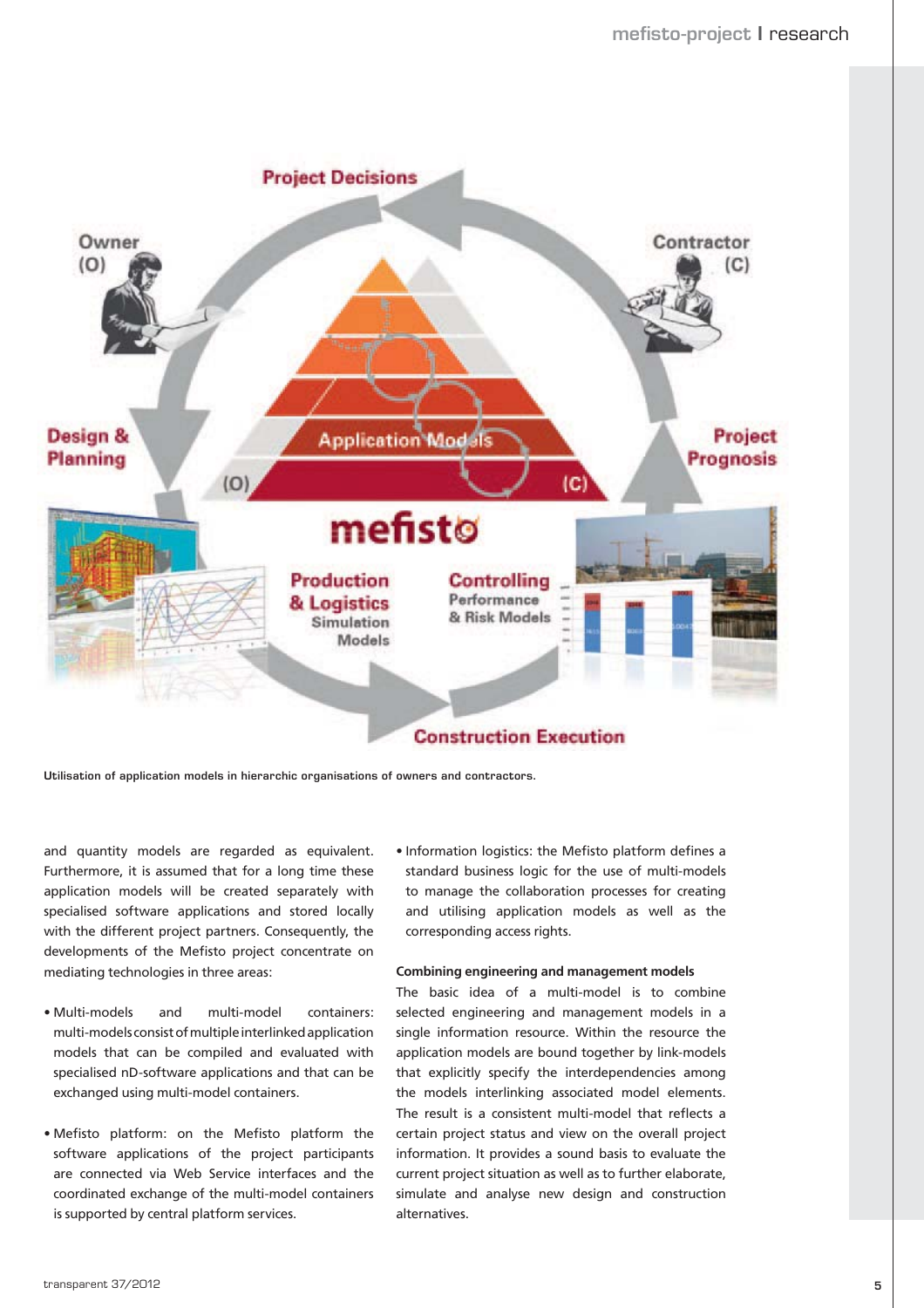Utilisation of application models in hierarchic organisations of owners and contractors.

and quantity models are regarded as equivalent. Furthermore, it is assumed that for a long time these application models will be created separately with specialised software applications and stored locally with the different project partners. Consequently, the developments of the Mefisto project concentrate on mediating technologies in three areas:

- Multi-models and multi-model containers: multi-models consist of multiple interlinked application models that can be compiled and evaluated with specialised nD-software applications and that can be exchanged using multi-model containers.

- Mefisto platform: on the Mefisto platform the software applications of the project participants are connected via Web Service interfaces and the coordinated exchange of the multi-model containers is supported by central platform services.

- Information logistics: the Mefisto platform defines a standard business logic for the use of multi-models to manage the collaboration processes for creating and utilising application models as well as the corresponding access rights.

**Combining engineering and management models**

The basic idea of a multi-model is to combine selected engineering and management models in a single information resource. Within the resource the application models are bound together by link-models that explicitly specify the interdependencies among the models interlinking associated model elements. The result is a consistent multi-model that reflects a certain project status and view on the overall project information. It provides a sound basis to evaluate the current project situation as well as to further elaborate, simulate and analyse new design and construction alternatives.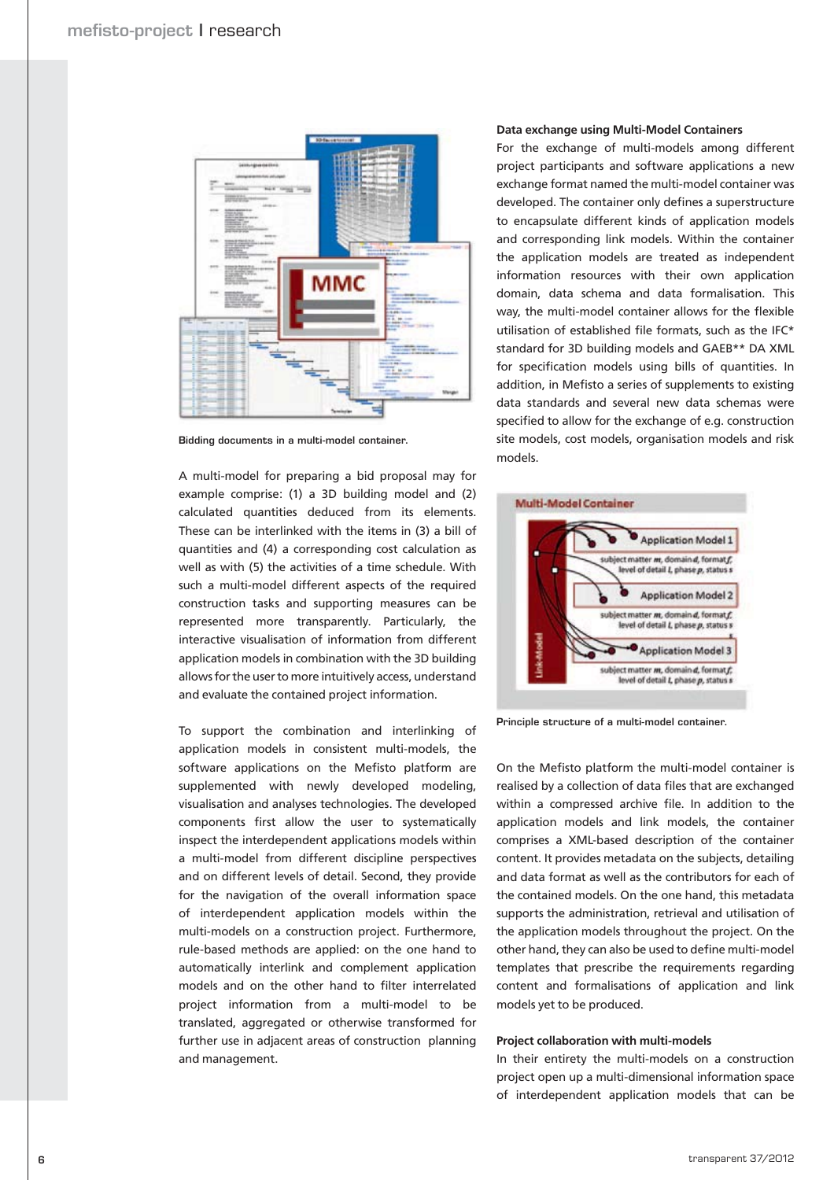Bidding documents in a multi-model container.

A multi-model for preparing a bid proposal may for example comprise: (1) a 3D building model and (2) calculated quantities deduced from its elements. These can be interlinked with the items in (3) a bill of quantities and (4) a corresponding cost calculation as well as with (5) the activities of a time schedule. With such a multi-model different aspects of the required construction tasks and supporting measures can be represented more transparently. Particularly, the interactive visualisation of information from different application models in combination with the 3D building allows for the user to more intuitively access, understand and evaluate the contained project information.

To support the combination and interlinking of application models in consistent multi-models, the software applications on the Mefisto platform are supplemented with newly developed modeling, visualisation and analyses technologies. The developed components first allow the user to systematically inspect the interdependent applications models within a multi-model from different discipline perspectives and on different levels of detail. Second, they provide for the navigation of the overall information space of interdependent application models within the multi-models on a construction project. Furthermore, rule-based methods are applied: on the one hand to automatically interlink and complement application models and on the other hand to filter interrelated project information from a multi-model to be translated, aggregated or otherwise transformed for further use in adjacent areas of construction planning and management.

### Data exchange using Multi-Model Containers

For the exchange of multi-models among different project participants and software applications a new exchange format named the multi-model container was developed. The container only defines a superstructure to encapsulate different kinds of application models and corresponding link models. Within the container the application models are treated as independent information resources with their own application domain, data schema and data formalisation. This way, the multi-model container allows for the flexible utilisation of established file formats, such as the IFC* standard for 3D building models and GAEB** DA XML for specification models using bills of quantities. In addition, in Mefisto a series of supplements to existing data standards and several new data schemas were specified to allow for the exchange of e.g. construction site models, cost models, organisation models and risk models.

Principle structure of a multi-model container.

On the Mefisto platform the multi-model container is realised by a collection of data files that are exchanged within a compressed archive file. In addition to the application models and link models, the container comprises a XML-based description of the container content. It provides metadata on the subjects, detailing and data format as well as the contributors for each of the contained models. On the one hand, this metadata supports the administration, retrieval and utilisation of the application models throughout the project. On the other hand, they can also be used to define multi-model templates that prescribe the requirements regarding content and formalisations of application and link models yet to be produced.

### Project collaboration with multi-models

In their entirety the multi-models on a construction project open up a multi-dimensional information space of interdependent application models that can be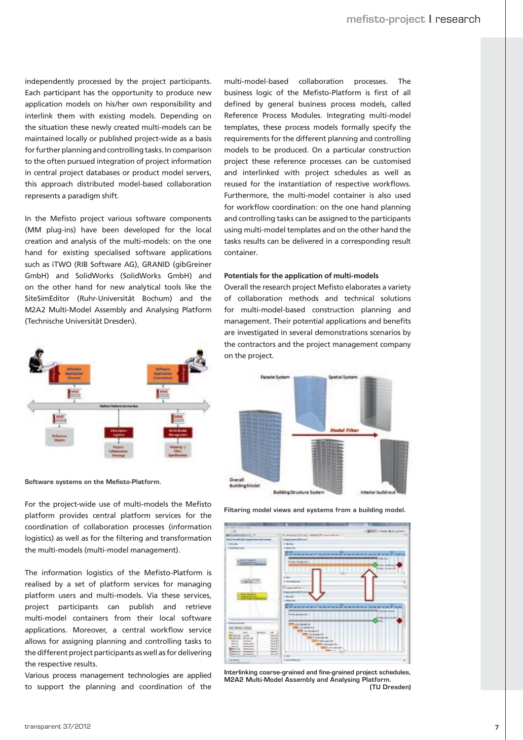independently processed by the project participants. Each participant has the opportunity to produce new application models on his/her own responsibility and interlink them with existing models. Depending on the situation these newly created multi-models can be maintained locally or published project-wide as a basis for further planning and controlling tasks. In comparison to the often pursued integration of project information in central project databases or product model servers, this approach distributed model-based collaboration represents a paradigm shift.

In the Mefisto project various software components (MM plug-ins) have been developed for the local creation and analysis of the multi-models: on the one hand for existing specialised software applications such as iTWO (RIB Software AG), GRANID (gibGreiner GmbH) and SolidWorks (SolidWorks GmbH) and on the other hand for new analytical tools like the SiteSimEditor (Ruhr-Universität Bochum) and the M2A2 Multi-Model Assembly and Analysing Platform (Technische Universität Dresden).

Software systems on the Mefisto-Platform.

For the project-wide use of multi-models the Mefisto platform provides central platform services for the coordination of collaboration processes (information logistics) as well as for the filtering and transformation the multi-models (multi-model management).

The information logistics of the Mefisto-Platform is realised by a set of platform services for managing platform users and multi-models. Via these services, project participants can publish and retrieve multi-model containers from their local software applications. Moreover, a central workflow service allows for assigning planning and controlling tasks to the different project participants as well as for delivering the respective results.

Various process management technologies are applied to support the planning and coordination of the multi-model-based collaboration processes. The business logic of the Mefisto-Platform is first of all defined by general business process models, called Reference Process Modules. Integrating multi-model templates, these process models formally specify the requirements for the different planning and controlling models to be produced. On a particular construction project these reference processes can be customised and interlinked with project schedules as well as reused for the instantiation of respective workflows. Furthermore, the multi-model container is also used for workflow coordination: on the one hand planning and controlling tasks can be assigned to the participants using multi-model templates and on the other hand the tasks results can be delivered in a corresponding result container.

**Potentials for the application of multi-models**

Overall the research project Mefisto elaborates a variety of collaboration methods and technical solutions for multi-model-based construction planning and management. Their potential applications and benefits are investigated in several demonstrations scenarios by the contractors and the project management company on the project.

Filtering model views and systems from a building model.

Interlinking coarse-grained and fine-grained project schedules, M2A2 Multi-Model Assembly and Analysing Platform. (TU Dresden)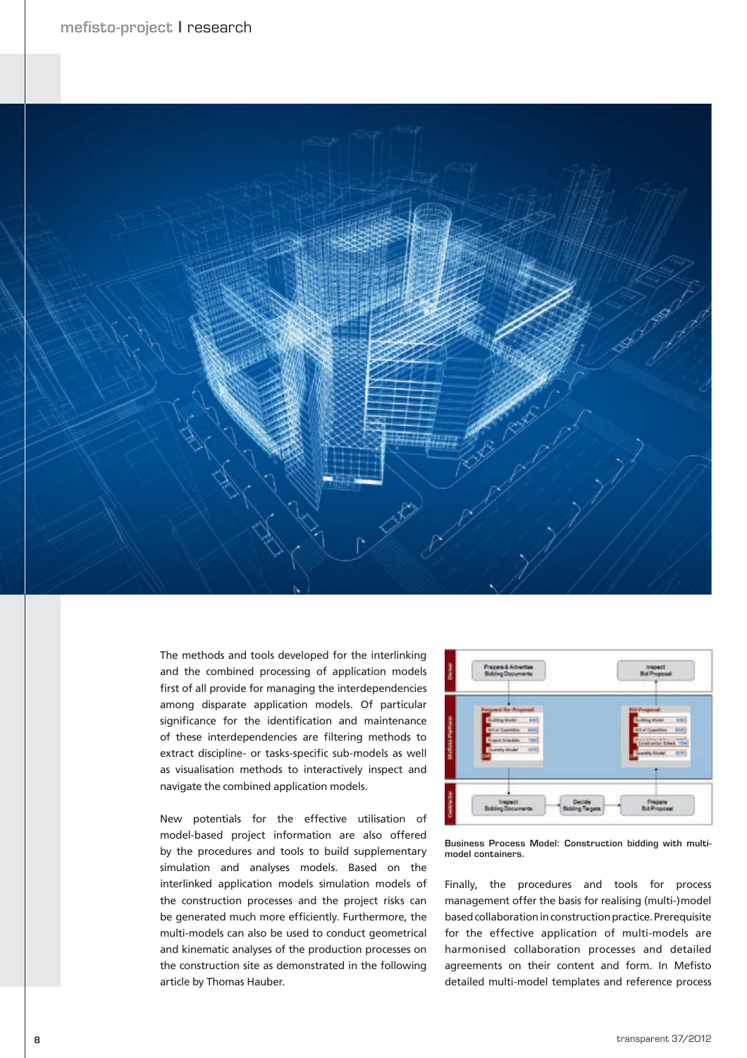The methods and tools developed for the interlinking and the combined processing of application models first of all provide for managing the interdependencies among disparate application models. Of particular significance for the identification and maintenance of these interdependencies are filtering methods to extract discipline- or tasks-specific sub-models as well as visualisation methods to interactively inspect and navigate the combined application models.

New potentials for the effective utilisation of model-based project information are also offered by the procedures and tools to build supplementary simulation and analyses models. Based on the interlinked application models simulation models of the construction processes and the project risks can be generated much more efficiently. Furthermore, the multi-models can also be used to conduct geometrical and kinematic analyses of the production processes on the construction site as demonstrated in the following article by Thomas Hauber.

**Business Process Model: Construction bidding with multi-model containers.**

Finally, the procedures and tools for process management offer the basis for realising (multi-)model based collaboration in construction practice. Prerequisite for the effective application of multi-models are harmonised collaboration processes and detailed agreements on their content and form. In Mefisto detailed multi-model templates and reference process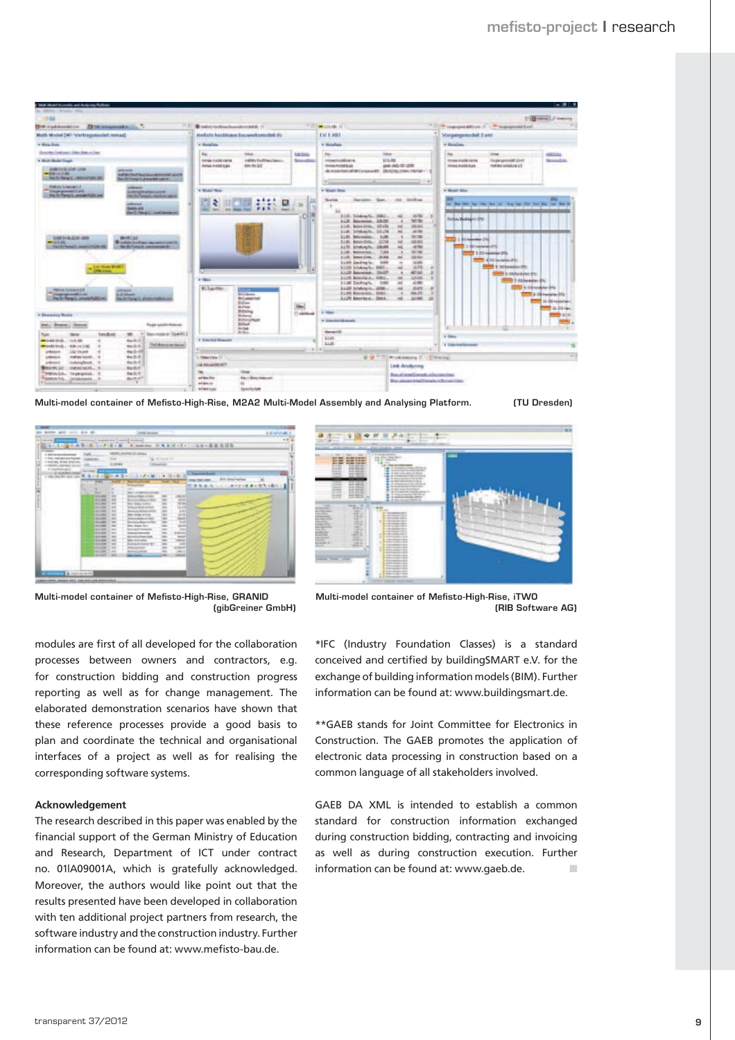Multi-model container of Mefisto-High-Rise, M2A2 Multi-Model Assembly and Analysing Platform. (TU Dresden)

Multi-model container of Mefisto-High-Rise, GRANID (gibGreiner GmbH)

Multi-model container of Mefisto-High-Rise, iTWO (RIB Software AG)

modules are first of all developed for the collaboration processes between owners and contractors, e.g. for construction bidding and construction progress reporting as well as for change management. The elaborated demonstration scenarios have shown that these reference processes provide a good basis to plan and coordinate the technical and organisational interfaces of a project as well as for realising the corresponding software systems.

**Acknowledgement**

The research described in this paper was enabled by the financial support of the German Ministry of Education and Research, Department of ICT under contract no. 01IA09001A, which is gratefully acknowledged. Moreover, the authors would like point out that the results presented have been developed in collaboration with ten additional project partners from research, the software industry and the construction industry. Further information can be found at: www.mefisto-bau.de.

*IFC (Industry Foundation Classes) is a standard conceived and certified by buildingSMART e.V. for the exchange of building information models (BIM). Further information can be found at: www.buildingsmart.de.

**GAEB stands for Joint Committee for Electronics in Construction. The GAEB promotes the application of electronic data processing in construction based on a common language of all stakeholders involved.

GAEB DA XML is intended to establish a common standard for construction information exchanged during construction bidding, contracting and invoicing as well as during construction execution. Further information can be found at: www.gaeb.de.